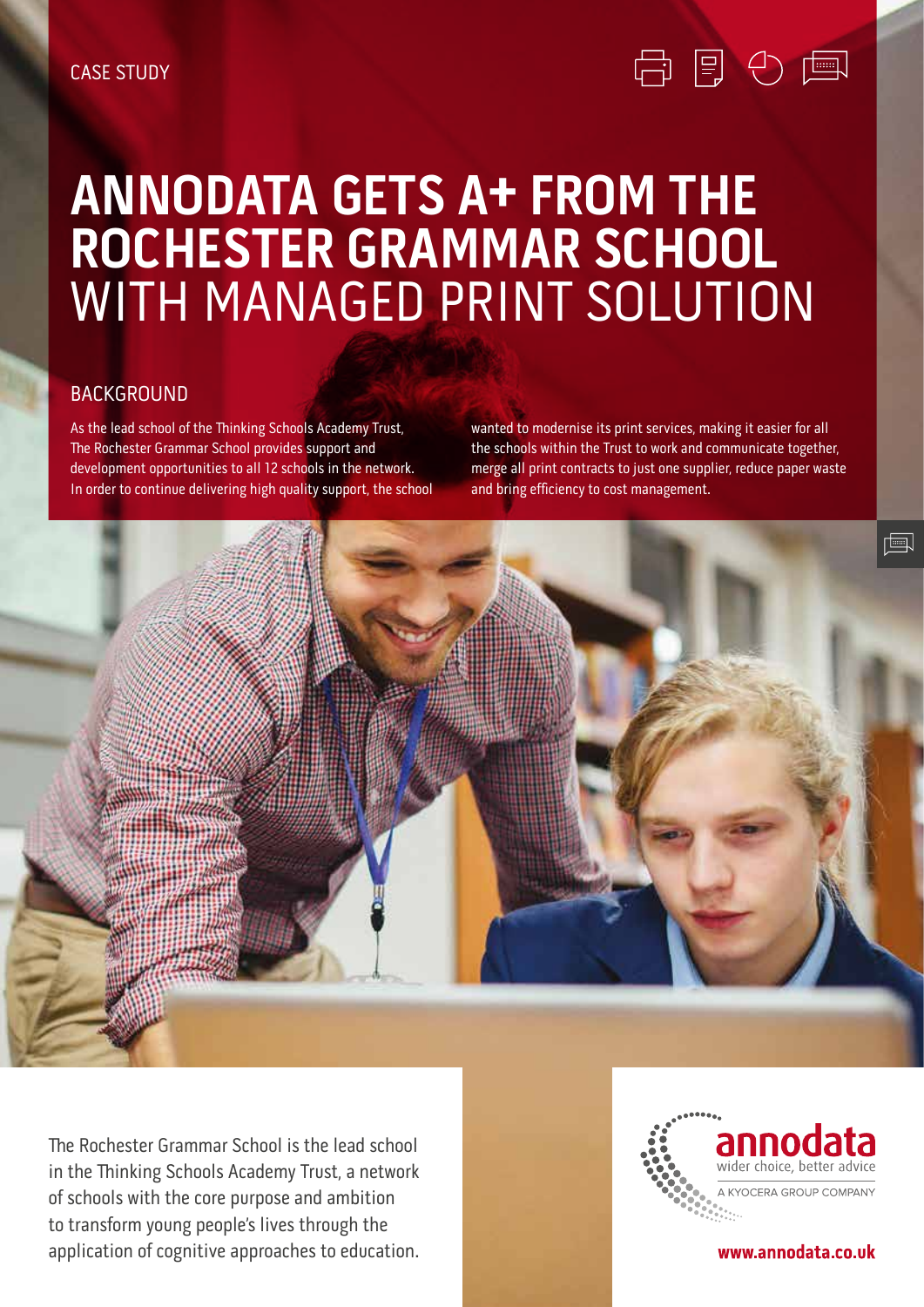CASE STUDY

# ANNODATA GETS A+ FROM THE ROCHESTER GRAMMAR SCHOOL WITH MANAGED PRINT SOLUTION

## BACKGROUND

As the lead school of the Thinking Schools Academy Trust, The Rochester Grammar School provides support and development opportunities to all 12 schools in the network. In order to continue delivering high quality support, the school wanted to modernise its print services, making it easier for all the schools within the Trust to work and communicate together, merge all print contracts to just one supplier, reduce paper waste and bring efficiency to cost management.

The Rochester Grammar School is the lead school in the Thinking Schools Academy Trust, a network of schools with the core purpose and ambition to transform young people's lives through the application of cognitive approaches to education.

annodata
wider choice, better advice
A KYOCERA GROUP COMPANY

**www.annodata.co.uk**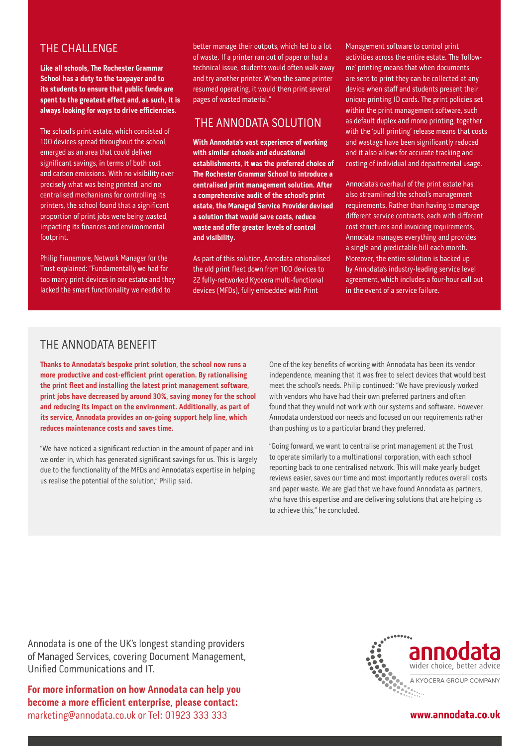## THE CHALLENGE

**Like all schools, The Rochester Grammar School has a duty to the taxpayer and to its students to ensure that public funds are spent to the greatest effect and, as such, it is always looking for ways to drive efficiencies.**

The school's print estate, which consisted of 100 devices spread throughout the school, emerged as an area that could deliver significant savings, in terms of both cost and carbon emissions. With no visibility over precisely what was being printed, and no centralised mechanisms for controlling its printers, the school found that a significant proportion of print jobs were being wasted, impacting its finances and environmental footprint.

Philip Finnemore, Network Manager for the Trust explained: "Fundamentally we had far too many print devices in our estate and they lacked the smart functionality we needed to better manage their outputs, which led to a lot of waste. If a printer ran out of paper or had a technical issue, students would often walk away and try another printer. When the same printer resumed operating, it would then print several pages of wasted material."

## THE ANNODATA SOLUTION

**With Annodata's vast experience of working with similar schools and educational establishments, it was the preferred choice of The Rochester Grammar School to introduce a centralised print management solution. After a comprehensive audit of the school's print estate, the Managed Service Provider devised a solution that would save costs, reduce waste and offer greater levels of control and visibility.**

As part of this solution, Annodata rationalised the old print fleet down from 100 devices to 22 fully-networked Kyocera multi-functional devices (MFDs), fully embedded with Print Management software to control print activities across the entire estate. The 'follow-me' printing means that when documents are sent to print they can be collected at any device when staff and students present their unique printing ID cards. The print policies set within the print management software, such as default duplex and mono printing, together with the 'pull printing' release means that costs and wastage have been significantly reduced and it also allows for accurate tracking and costing of individual and departmental usage.

Annodata's overhaul of the print estate has also streamlined the school's management requirements. Rather than having to manage different service contracts, each with different cost structures and invoicing requirements, Annodata manages everything and provides a single and predictable bill each month. Moreover, the entire solution is backed up by Annodata's industry-leading service level agreement, which includes a four-hour call out in the event of a service failure.

## THE ANNODATA BENEFIT

**Thanks to Annodata's bespoke print solution, the school now runs a more productive and cost-efficient print operation. By rationalising the print fleet and installing the latest print management software, print jobs have decreased by around 30%, saving money for the school and reducing its impact on the environment. Additionally, as part of its service, Annodata provides an on-going support help line, which reduces maintenance costs and saves time.**

"We have noticed a significant reduction in the amount of paper and ink we order in, which has generated significant savings for us. This is largely due to the functionality of the MFDs and Annodata's expertise in helping us realise the potential of the solution," Philip said.

One of the key benefits of working with Annodata has been its vendor independence, meaning that it was free to select devices that would best meet the school's needs. Philip continued: "We have previously worked with vendors who have had their own preferred partners and often found that they would not work with our systems and software. However, Annodata understood our needs and focused on our requirements rather than pushing us to a particular brand they preferred.

"Going forward, we want to centralise print management at the Trust to operate similarly to a multinational corporation, with each school reporting back to one centralised network. This will make yearly budget reviews easier, saves our time and most importantly reduces overall costs and paper waste. We are glad that we have found Annodata as partners, who have this expertise and are delivering solutions that are helping us to achieve this," he concluded.

Annodata is one of the UK's longest standing providers of Managed Services, covering Document Management, Unified Communications and IT.

**For more information on how Annodata can help you become a more efficient enterprise, please contact:**
marketing@annodata.co.uk or Tel: 01923 333 333

annodata
wider choice, better advice
A KYOCERA GROUP COMPANY

**www.annodata.co.uk**